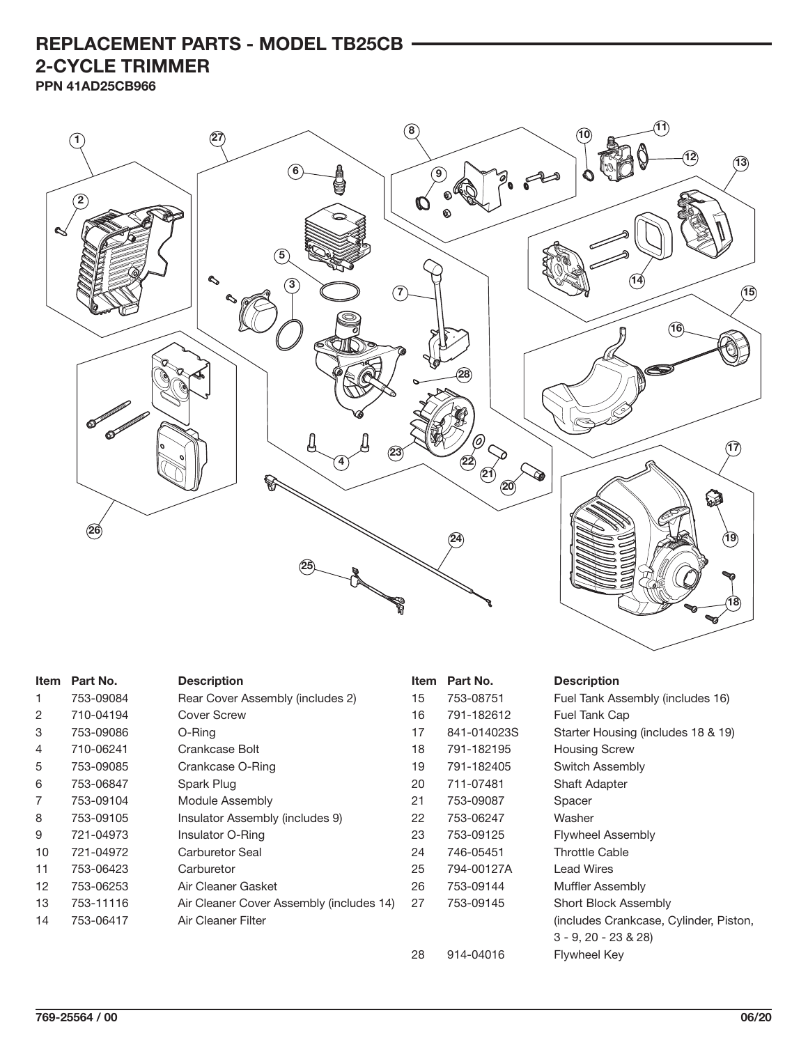# REPLACEMENT PARTS - MODEL TB25CB

## 2-CYCLE TRIMMER

**PPN 41AD25CB966**

| Item | Part No. | Description |
| --- | --- | --- |
| 1 | 753-09084 | Rear Cover Assembly (includes 2) |
| 2 | 710-04194 | Cover Screw |
| 3 | 753-09086 | O-Ring |
| 4 | 710-06241 | Crankcase Bolt |
| 5 | 753-09085 | Crankcase O-Ring |
| 6 | 753-06847 | Spark Plug |
| 7 | 753-09104 | Module Assembly |
| 8 | 753-09105 | Insulator Assembly (includes 9) |
| 9 | 721-04973 | Insulator O-Ring |
| 10 | 721-04972 | Carburetor Seal |
| 11 | 753-06423 | Carburetor |
| 12 | 753-06253 | Air Cleaner Gasket |
| 13 | 753-11116 | Air Cleaner Cover Assembly (includes 14) |
| 14 | 753-06417 | Air Cleaner Filter |
| 15 | 753-08751 | Fuel Tank Assembly (includes 16) |
| 16 | 791-182612 | Fuel Tank Cap |
| 17 | 841-014023S | Starter Housing (includes 18 & 19) |
| 18 | 791-182195 | Housing Screw |
| 19 | 791-182405 | Switch Assembly |
| 20 | 711-07481 | Shaft Adapter |
| 21 | 753-09087 | Spacer |
| 22 | 753-06247 | Washer |
| 23 | 753-09125 | Flywheel Assembly |
| 24 | 746-05451 | Throttle Cable |
| 25 | 794-00127A | Lead Wires |
| 26 | 753-09144 | Muffler Assembly |
| 27 | 753-09145 | Short Block Assembly (includes Crankcase, Cylinder, Piston, 3 - 9, 20 - 23 & 28) |
| 28 | 914-04016 | Flywheel Key |

769-25564 / 00

06/20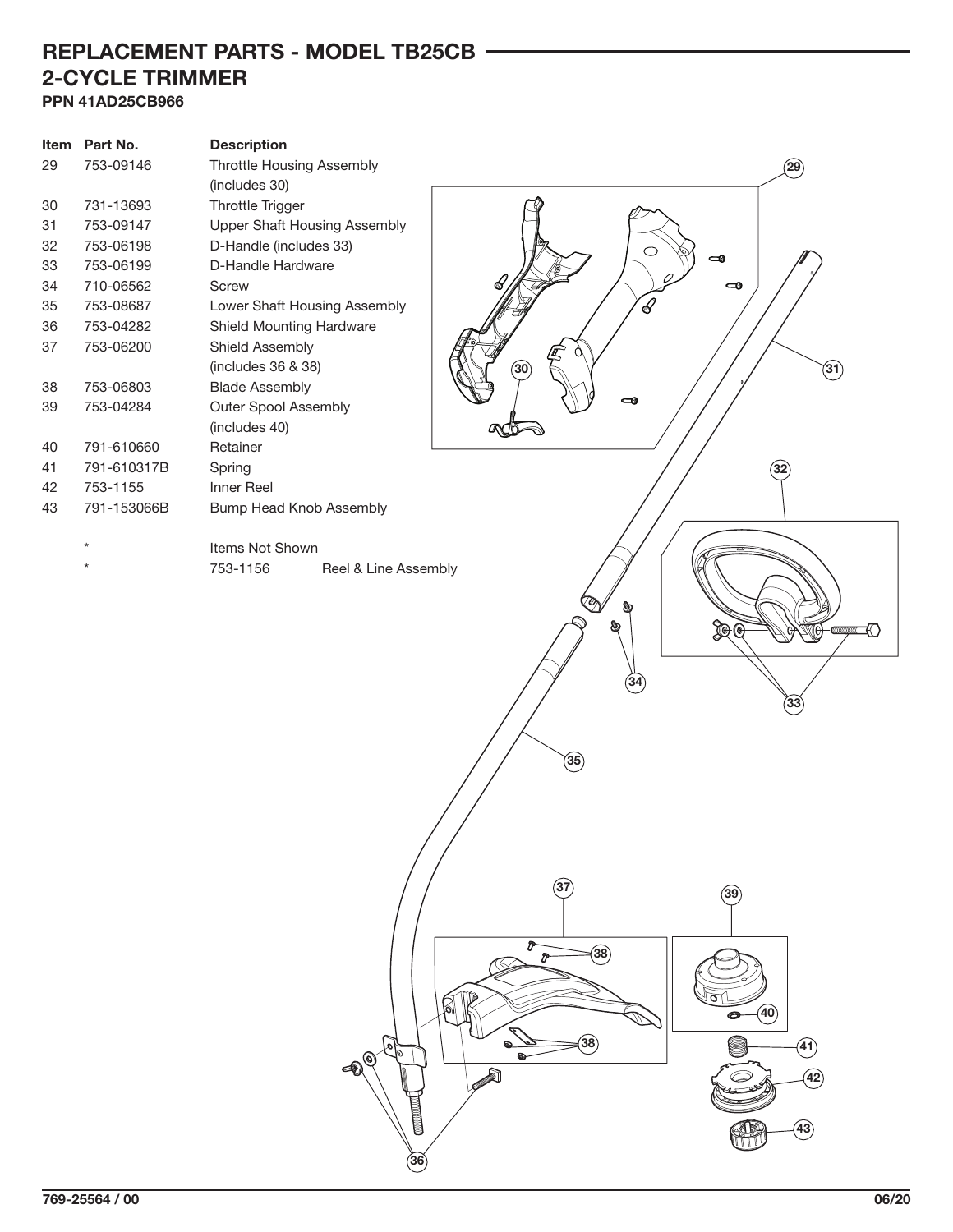# REPLACEMENT PARTS - MODEL TB25CB
## 2-CYCLE TRIMMER
### PPN 41AD25CB966

| Item | Part No. | Description |
|---|---|---|
| 29 | 753-09146 | Throttle Housing Assembly (includes 30) |
| 30 | 731-13693 | Throttle Trigger |
| 31 | 753-09147 | Upper Shaft Housing Assembly |
| 32 | 753-06198 | D-Handle (includes 33) |
| 33 | 753-06199 | D-Handle Hardware |
| 34 | 710-06562 | Screw |
| 35 | 753-08687 | Lower Shaft Housing Assembly |
| 36 | 753-04282 | Shield Mounting Hardware |
| 37 | 753-06200 | Shield Assembly (includes 36 & 38) |
| 38 | 753-06803 | Blade Assembly |
| 39 | 753-04284 | Outer Spool Assembly (includes 40) |
| 40 | 791-610660 | Retainer |
| 41 | 791-610317B | Spring |
| 42 | 753-1155 | Inner Reel |
| 43 | 791-153066B | Bump Head Knob Assembly |
| * | | Items Not Shown |
| * | 753-1156 | Reel & Line Assembly |

29
30
31
32
33
34
35
36
37
38
39
40
41
42
43

769-25564 / 00

06/20